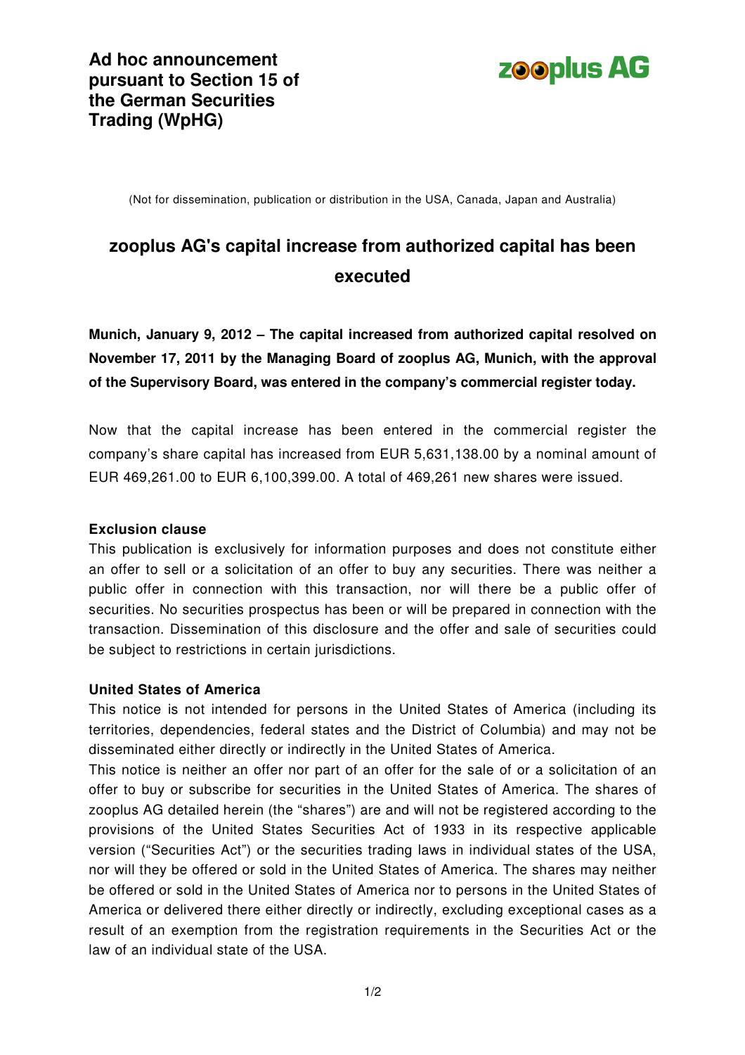**Ad hoc announcement pursuant to Section 15 of the German Securities Trading (WpHG)**

zooplus AG

(Not for dissemination, publication or distribution in the USA, Canada, Japan and Australia)

# zooplus AG's capital increase from authorized capital has been executed

**Munich, January 9, 2012 – The capital increased from authorized capital resolved on November 17, 2011 by the Managing Board of zooplus AG, Munich, with the approval of the Supervisory Board, was entered in the company's commercial register today.**

Now that the capital increase has been entered in the commercial register the company's share capital has increased from EUR 5,631,138.00 by a nominal amount of EUR 469,261.00 to EUR 6,100,399.00. A total of 469,261 new shares were issued.

**Exclusion clause**
This publication is exclusively for information purposes and does not constitute either an offer to sell or a solicitation of an offer to buy any securities. There was neither a public offer in connection with this transaction, nor will there be a public offer of securities. No securities prospectus has been or will be prepared in connection with the transaction. Dissemination of this disclosure and the offer and sale of securities could be subject to restrictions in certain jurisdictions.

**United States of America**
This notice is not intended for persons in the United States of America (including its territories, dependencies, federal states and the District of Columbia) and may not be disseminated either directly or indirectly in the United States of America.
This notice is neither an offer nor part of an offer for the sale of or a solicitation of an offer to buy or subscribe for securities in the United States of America. The shares of zooplus AG detailed herein (the "shares") are and will not be registered according to the provisions of the United States Securities Act of 1933 in its respective applicable version ("Securities Act") or the securities trading laws in individual states of the USA, nor will they be offered or sold in the United States of America. The shares may neither be offered or sold in the United States of America nor to persons in the United States of America or delivered there either directly or indirectly, excluding exceptional cases as a result of an exemption from the registration requirements in the Securities Act or the law of an individual state of the USA.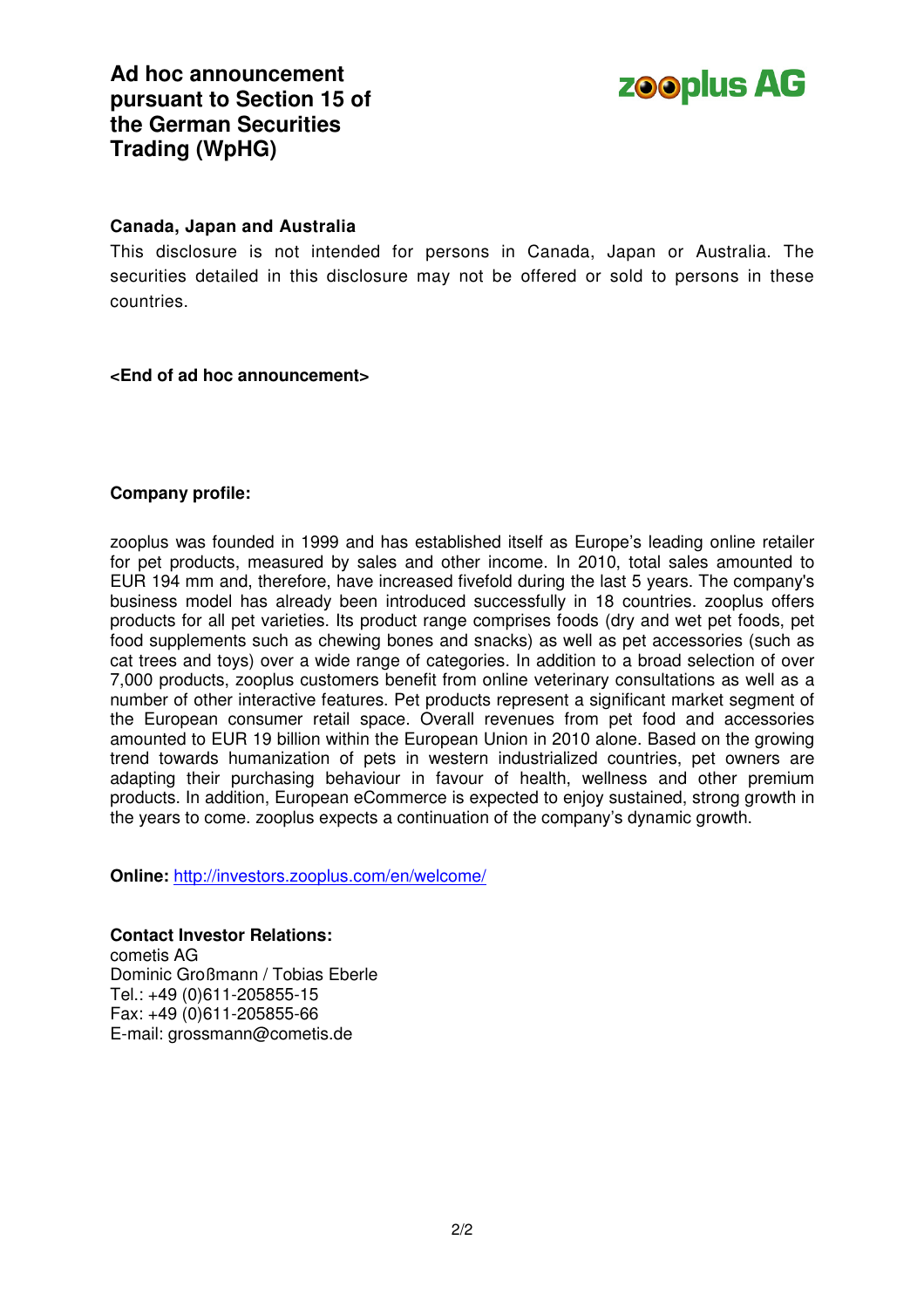# Ad hoc announcement pursuant to Section 15 of the German Securities Trading (WpHG)

zooplus AG

**Canada, Japan and Australia**

This disclosure is not intended for persons in Canada, Japan or Australia. The securities detailed in this disclosure may not be offered or sold to persons in these countries.

**<End of ad hoc announcement>**

**Company profile:**

zooplus was founded in 1999 and has established itself as Europe's leading online retailer for pet products, measured by sales and other income. In 2010, total sales amounted to EUR 194 mm and, therefore, have increased fivefold during the last 5 years. The company's business model has already been introduced successfully in 18 countries. zooplus offers products for all pet varieties. Its product range comprises foods (dry and wet pet foods, pet food supplements such as chewing bones and snacks) as well as pet accessories (such as cat trees and toys) over a wide range of categories. In addition to a broad selection of over 7,000 products, zooplus customers benefit from online veterinary consultations as well as a number of other interactive features. Pet products represent a significant market segment of the European consumer retail space. Overall revenues from pet food and accessories amounted to EUR 19 billion within the European Union in 2010 alone. Based on the growing trend towards humanization of pets in western industrialized countries, pet owners are adapting their purchasing behaviour in favour of health, wellness and other premium products. In addition, European eCommerce is expected to enjoy sustained, strong growth in the years to come. zooplus expects a continuation of the company's dynamic growth.

**Online:** http://investors.zooplus.com/en/welcome/

**Contact Investor Relations:**
cometis AG
Dominic Großmann / Tobias Eberle
Tel.: +49 (0)611-205855-15
Fax: +49 (0)611-205855-66
E-mail: grossmann@cometis.de